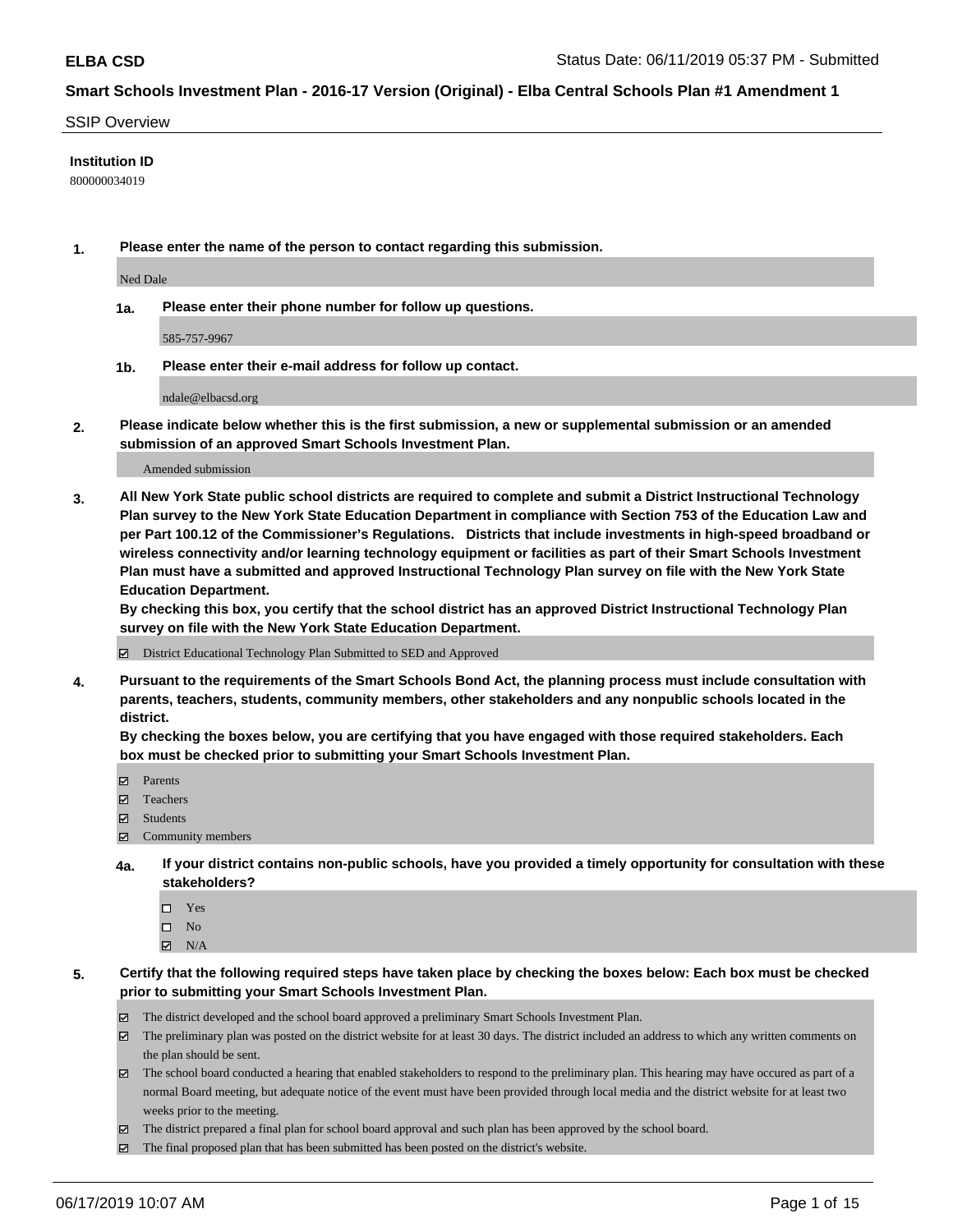**ELBA CSD**

Status Date: 06/11/2019 05:37 PM - Submitted

**Smart Schools Investment Plan - 2016-17 Version (Original) - Elba Central Schools Plan #1 Amendment 1**

SSIP Overview

**Institution ID**

800000034019

**1. Please enter the name of the person to contact regarding this submission.**

Ned Dale

**1a. Please enter their phone number for follow up questions.**

585-757-9967

**1b. Please enter their e-mail address for follow up contact.**

ndale@elbacsd.org

**2. Please indicate below whether this is the first submission, a new or supplemental submission or an amended submission of an approved Smart Schools Investment Plan.**

Amended submission

**3. All New York State public school districts are required to complete and submit a District Instructional Technology Plan survey to the New York State Education Department in compliance with Section 753 of the Education Law and per Part 100.12 of the Commissioner's Regulations. Districts that include investments in high-speed broadband or wireless connectivity and/or learning technology equipment or facilities as part of their Smart Schools Investment Plan must have a submitted and approved Instructional Technology Plan survey on file with the New York State Education Department.**
**By checking this box, you certify that the school district has an approved District Instructional Technology Plan survey on file with the New York State Education Department.**

- [x] District Educational Technology Plan Submitted to SED and Approved

**4. Pursuant to the requirements of the Smart Schools Bond Act, the planning process must include consultation with parents, teachers, students, community members, other stakeholders and any nonpublic schools located in the district.**
**By checking the boxes below, you are certifying that you have engaged with those required stakeholders. Each box must be checked prior to submitting your Smart Schools Investment Plan.**

- [x] Parents
- [x] Teachers
- [x] Students
- [x] Community members

**4a. If your district contains non-public schools, have you provided a timely opportunity for consultation with these stakeholders?**

- [ ] Yes
- [ ] No
- [x] N/A

**5. Certify that the following required steps have taken place by checking the boxes below: Each box must be checked prior to submitting your Smart Schools Investment Plan.**

- [x] The district developed and the school board approved a preliminary Smart Schools Investment Plan.
- [x] The preliminary plan was posted on the district website for at least 30 days. The district included an address to which any written comments on the plan should be sent.
- [x] The school board conducted a hearing that enabled stakeholders to respond to the preliminary plan. This hearing may have occured as part of a normal Board meeting, but adequate notice of the event must have been provided through local media and the district website for at least two weeks prior to the meeting.
- [x] The district prepared a final plan for school board approval and such plan has been approved by the school board.
- [x] The final proposed plan that has been submitted has been posted on the district's website.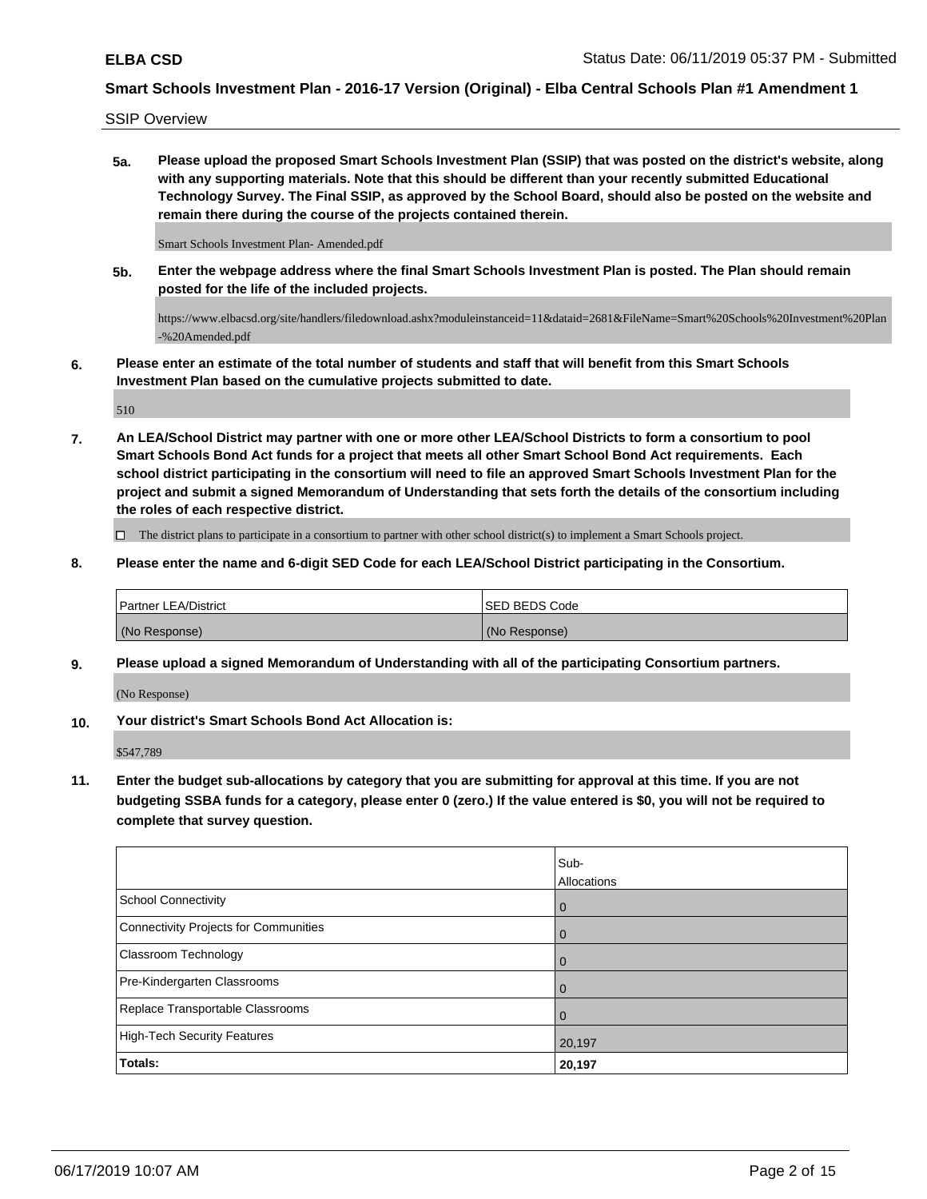SSIP Overview

**5a. Please upload the proposed Smart Schools Investment Plan (SSIP) that was posted on the district's website, along with any supporting materials. Note that this should be different than your recently submitted Educational Technology Survey. The Final SSIP, as approved by the School Board, should also be posted on the website and remain there during the course of the projects contained therein.**

Smart Schools Investment Plan- Amended.pdf

**5b. Enter the webpage address where the final Smart Schools Investment Plan is posted. The Plan should remain posted for the life of the included projects.**

https://www.elbacsd.org/site/handlers/filedownload.ashx?moduleinstanceid=11&dataid=2681&FileName=Smart%20Schools%20Investment%20Plan-%20Amended.pdf

**6. Please enter an estimate of the total number of students and staff that will benefit from this Smart Schools Investment Plan based on the cumulative projects submitted to date.**

510

**7. An LEA/School District may partner with one or more other LEA/School Districts to form a consortium to pool Smart Schools Bond Act funds for a project that meets all other Smart School Bond Act requirements. Each school district participating in the consortium will need to file an approved Smart Schools Investment Plan for the project and submit a signed Memorandum of Understanding that sets forth the details of the consortium including the roles of each respective district.**

☐ The district plans to participate in a consortium to partner with other school district(s) to implement a Smart Schools project.

**8. Please enter the name and 6-digit SED Code for each LEA/School District participating in the Consortium.**

| Partner LEA/District | SED BEDS Code |
| --- | --- |
| (No Response) | (No Response) |

**9. Please upload a signed Memorandum of Understanding with all of the participating Consortium partners.**

(No Response)

**10. Your district's Smart Schools Bond Act Allocation is:**

$547,789

**11. Enter the budget sub-allocations by category that you are submitting for approval at this time. If you are not budgeting SSBA funds for a category, please enter 0 (zero.) If the value entered is $0, you will not be required to complete that survey question.**

| | Sub-Allocations |
| --- | --- |
| School Connectivity | 0 |
| Connectivity Projects for Communities | 0 |
| Classroom Technology | 0 |
| Pre-Kindergarten Classrooms | 0 |
| Replace Transportable Classrooms | 0 |
| High-Tech Security Features | 20,197 |
| **Totals:** | **20,197** |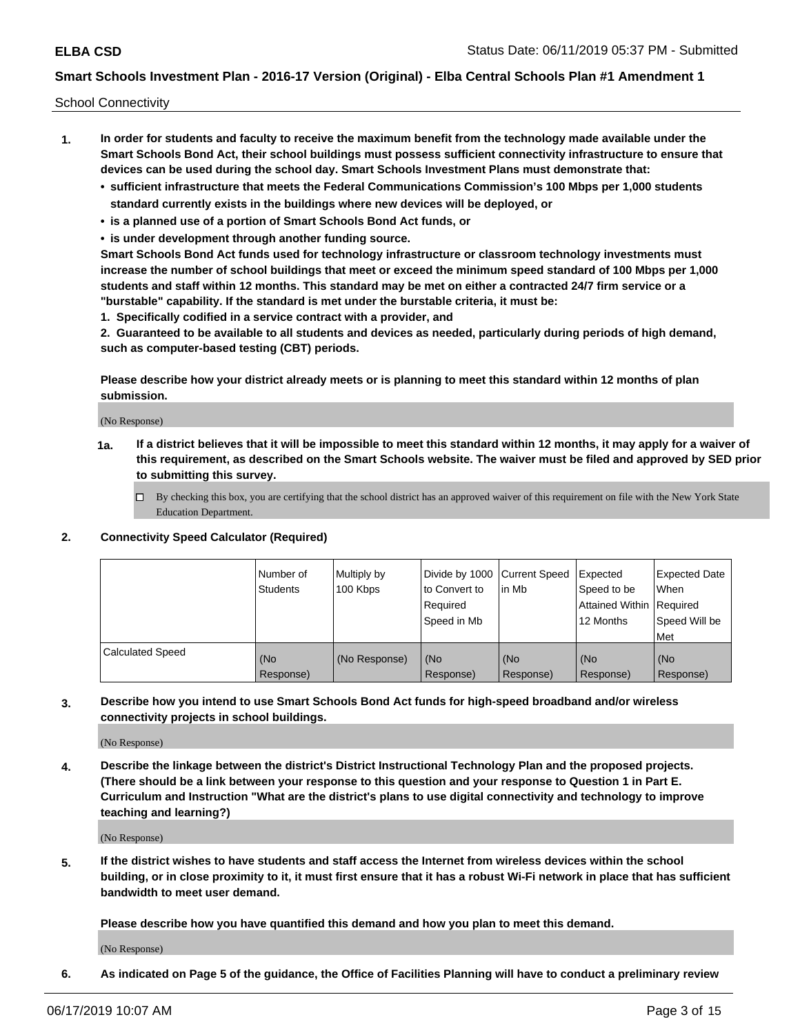School Connectivity

1. **In order for students and faculty to receive the maximum benefit from the technology made available under the Smart Schools Bond Act, their school buildings must possess sufficient connectivity infrastructure to ensure that devices can be used during the school day. Smart Schools Investment Plans must demonstrate that:**
   - **sufficient infrastructure that meets the Federal Communications Commission's 100 Mbps per 1,000 students standard currently exists in the buildings where new devices will be deployed, or**
   - **is a planned use of a portion of Smart Schools Bond Act funds, or**
   - **is under development through another funding source.**

   **Smart Schools Bond Act funds used for technology infrastructure or classroom technology investments must increase the number of school buildings that meet or exceed the minimum speed standard of 100 Mbps per 1,000 students and staff within 12 months. This standard may be met on either a contracted 24/7 firm service or a "burstable" capability. If the standard is met under the burstable criteria, it must be:**

   **1. Specifically codified in a service contract with a provider, and**

   **2. Guaranteed to be available to all students and devices as needed, particularly during periods of high demand, such as computer-based testing (CBT) periods.**

   **Please describe how your district already meets or is planning to meet this standard within 12 months of plan submission.**

   (No Response)

   **1a. If a district believes that it will be impossible to meet this standard within 12 months, it may apply for a waiver of this requirement, as described on the Smart Schools website. The waiver must be filed and approved by SED prior to submitting this survey.**

   ☐ By checking this box, you are certifying that the school district has an approved waiver of this requirement on file with the New York State Education Department.

2. **Connectivity Speed Calculator (Required)**

| | Number of Students | Multiply by 100 Kbps | Divide by 1000 to Convert to Required Speed in Mb | Current Speed in Mb | Expected Speed to be Attained Within 12 Months | Expected Date When Required Speed Will be Met |
|---|---|---|---|---|---|---|
| Calculated Speed | (No Response) | (No Response) | (No Response) | (No Response) | (No Response) | (No Response) |

3. **Describe how you intend to use Smart Schools Bond Act funds for high-speed broadband and/or wireless connectivity projects in school buildings.**

   (No Response)

4. **Describe the linkage between the district's District Instructional Technology Plan and the proposed projects. (There should be a link between your response to this question and your response to Question 1 in Part E. Curriculum and Instruction "What are the district's plans to use digital connectivity and technology to improve teaching and learning?)**

   (No Response)

5. **If the district wishes to have students and staff access the Internet from wireless devices within the school building, or in close proximity to it, it must first ensure that it has a robust Wi-Fi network in place that has sufficient bandwidth to meet user demand.**

   **Please describe how you have quantified this demand and how you plan to meet this demand.**

   (No Response)

6. **As indicated on Page 5 of the guidance, the Office of Facilities Planning will have to conduct a preliminary review**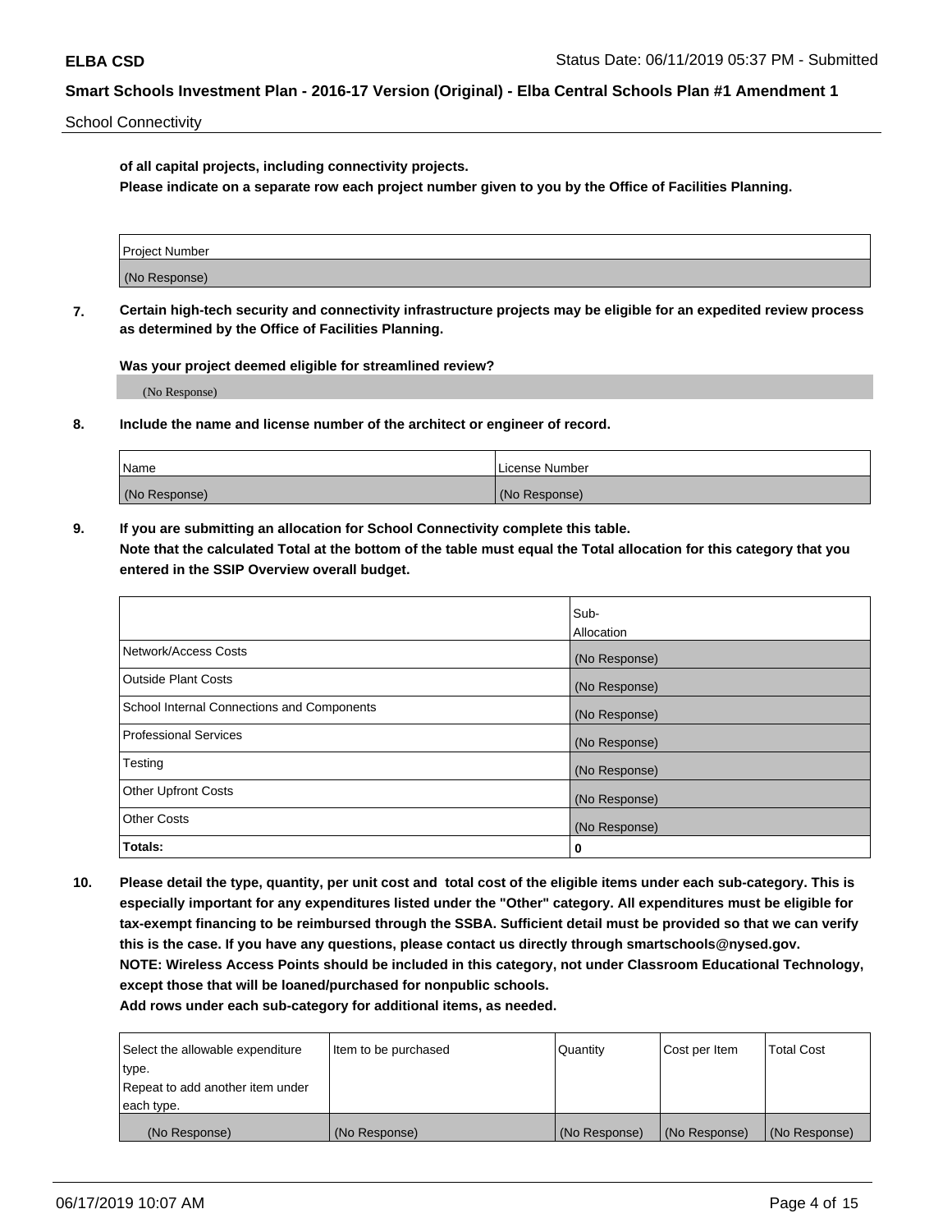School Connectivity

**of all capital projects, including connectivity projects.**
**Please indicate on a separate row each project number given to you by the Office of Facilities Planning.**

| Project Number |
|---|
| (No Response) |

**7. Certain high-tech security and connectivity infrastructure projects may be eligible for an expedited review process as determined by the Office of Facilities Planning.**

**Was your project deemed eligible for streamlined review?**

(No Response)

**8. Include the name and license number of the architect or engineer of record.**

| Name | License Number |
|---|---|
| (No Response) | (No Response) |

**9. If you are submitting an allocation for School Connectivity complete this table. Note that the calculated Total at the bottom of the table must equal the Total allocation for this category that you entered in the SSIP Overview overall budget.**

| | Sub-Allocation |
|---|---|
| Network/Access Costs | (No Response) |
| Outside Plant Costs | (No Response) |
| School Internal Connections and Components | (No Response) |
| Professional Services | (No Response) |
| Testing | (No Response) |
| Other Upfront Costs | (No Response) |
| Other Costs | (No Response) |
| **Totals:** | **0** |

**10. Please detail the type, quantity, per unit cost and total cost of the eligible items under each sub-category. This is especially important for any expenditures listed under the "Other" category. All expenditures must be eligible for tax-exempt financing to be reimbursed through the SSBA. Sufficient detail must be provided so that we can verify this is the case. If you have any questions, please contact us directly through smartschools@nysed.gov. NOTE: Wireless Access Points should be included in this category, not under Classroom Educational Technology, except those that will be loaned/purchased for nonpublic schools. Add rows under each sub-category for additional items, as needed.**

| Select the allowable expenditure type. Repeat to add another item under each type. | Item to be purchased | Quantity | Cost per Item | Total Cost |
|---|---|---|---|---|
| (No Response) | (No Response) | (No Response) | (No Response) | (No Response) |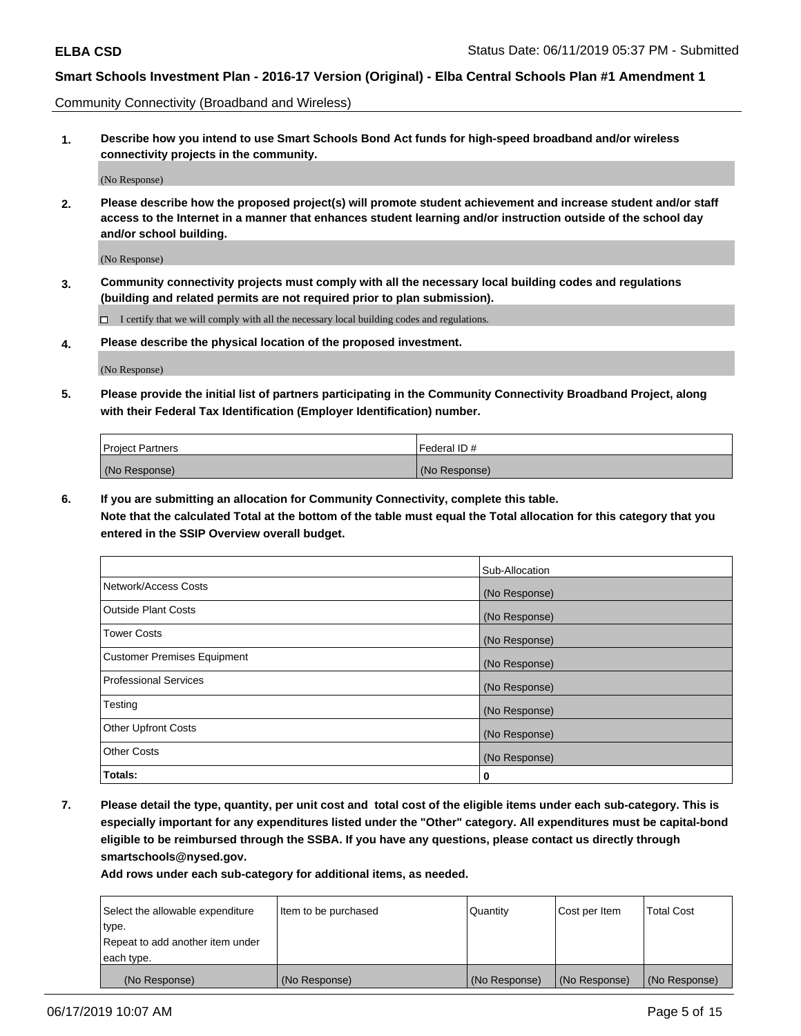Community Connectivity (Broadband and Wireless)

**1. Describe how you intend to use Smart Schools Bond Act funds for high-speed broadband and/or wireless connectivity projects in the community.**

(No Response)

**2. Please describe how the proposed project(s) will promote student achievement and increase student and/or staff access to the Internet in a manner that enhances student learning and/or instruction outside of the school day and/or school building.**

(No Response)

**3. Community connectivity projects must comply with all the necessary local building codes and regulations (building and related permits are not required prior to plan submission).**

☐ I certify that we will comply with all the necessary local building codes and regulations.

**4. Please describe the physical location of the proposed investment.**

(No Response)

**5. Please provide the initial list of partners participating in the Community Connectivity Broadband Project, along with their Federal Tax Identification (Employer Identification) number.**

| Project Partners | Federal ID # |
|---|---|
| (No Response) | (No Response) |

**6. If you are submitting an allocation for Community Connectivity, complete this table.**
**Note that the calculated Total at the bottom of the table must equal the Total allocation for this category that you entered in the SSIP Overview overall budget.**

| | Sub-Allocation |
|---|---|
| Network/Access Costs | (No Response) |
| Outside Plant Costs | (No Response) |
| Tower Costs | (No Response) |
| Customer Premises Equipment | (No Response) |
| Professional Services | (No Response) |
| Testing | (No Response) |
| Other Upfront Costs | (No Response) |
| Other Costs | (No Response) |
| **Totals:** | **0** |

**7. Please detail the type, quantity, per unit cost and total cost of the eligible items under each sub-category. This is especially important for any expenditures listed under the "Other" category. All expenditures must be capital-bond eligible to be reimbursed through the SSBA. If you have any questions, please contact us directly through smartschools@nysed.gov.**

**Add rows under each sub-category for additional items, as needed.**

| Select the allowable expenditure type. Repeat to add another item under each type. | Item to be purchased | Quantity | Cost per Item | Total Cost |
|---|---|---|---|---|
| (No Response) | (No Response) | (No Response) | (No Response) | (No Response) |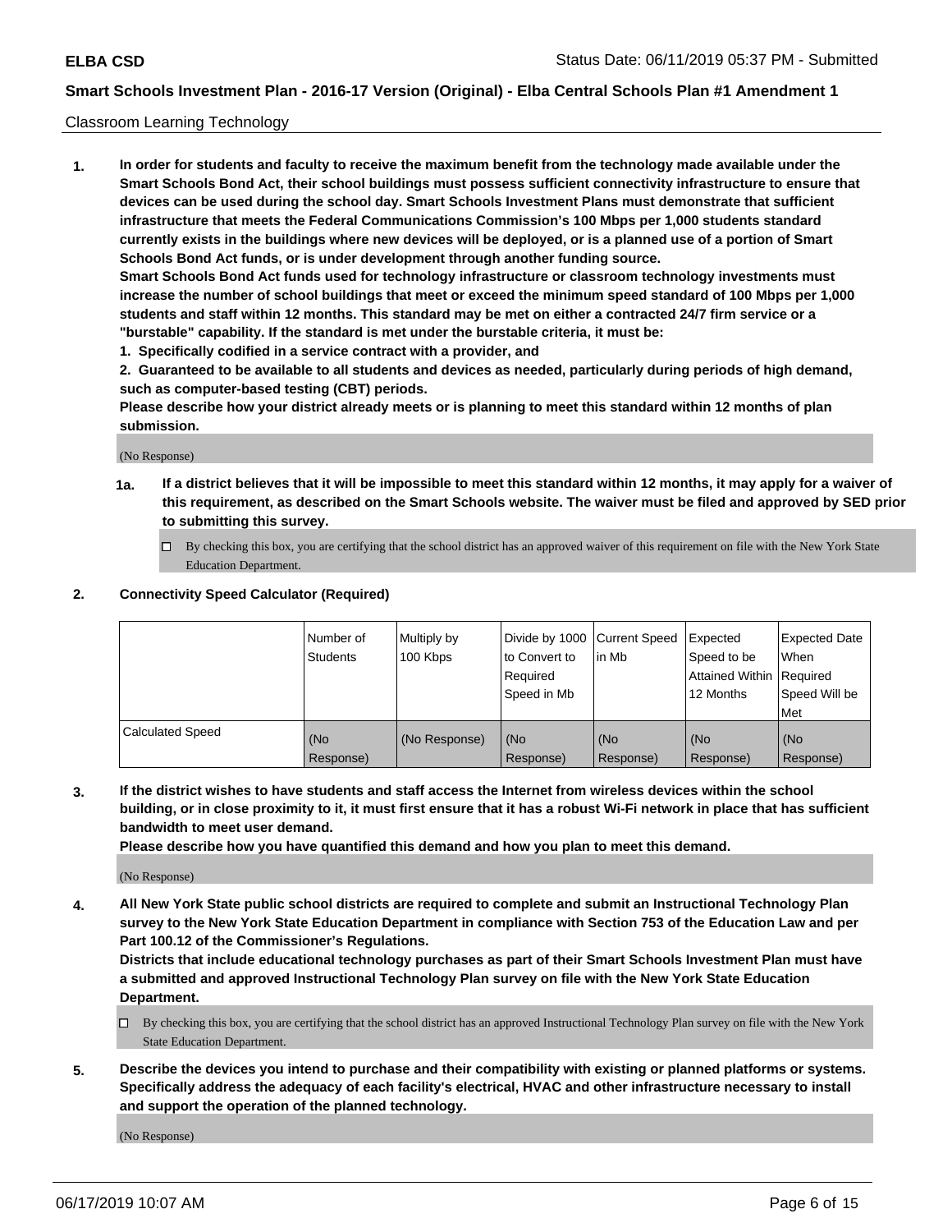Classroom Learning Technology

**1. In order for students and faculty to receive the maximum benefit from the technology made available under the Smart Schools Bond Act, their school buildings must possess sufficient connectivity infrastructure to ensure that devices can be used during the school day. Smart Schools Investment Plans must demonstrate that sufficient infrastructure that meets the Federal Communications Commission's 100 Mbps per 1,000 students standard currently exists in the buildings where new devices will be deployed, or is a planned use of a portion of Smart Schools Bond Act funds, or is under development through another funding source.**

**Smart Schools Bond Act funds used for technology infrastructure or classroom technology investments must increase the number of school buildings that meet or exceed the minimum speed standard of 100 Mbps per 1,000 students and staff within 12 months. This standard may be met on either a contracted 24/7 firm service or a "burstable" capability. If the standard is met under the burstable criteria, it must be:**

**1. Specifically codified in a service contract with a provider, and**

**2. Guaranteed to be available to all students and devices as needed, particularly during periods of high demand, such as computer-based testing (CBT) periods.**

**Please describe how your district already meets or is planning to meet this standard within 12 months of plan submission.**

(No Response)

**1a. If a district believes that it will be impossible to meet this standard within 12 months, it may apply for a waiver of this requirement, as described on the Smart Schools website. The waiver must be filed and approved by SED prior to submitting this survey.**

☐ By checking this box, you are certifying that the school district has an approved waiver of this requirement on file with the New York State Education Department.

**2. Connectivity Speed Calculator (Required)**

| | Number of Students | Multiply by 100 Kbps | Divide by 1000 to Convert to Required Speed in Mb | Current Speed in Mb | Expected Speed to be Attained Within 12 Months | Expected Date When Required Speed Will be Met |
|---|---|---|---|---|---|---|
| Calculated Speed | (No Response) | (No Response) | (No Response) | (No Response) | (No Response) | (No Response) |

**3. If the district wishes to have students and staff access the Internet from wireless devices within the school building, or in close proximity to it, it must first ensure that it has a robust Wi-Fi network in place that has sufficient bandwidth to meet user demand.**

**Please describe how you have quantified this demand and how you plan to meet this demand.**

(No Response)

**4. All New York State public school districts are required to complete and submit an Instructional Technology Plan survey to the New York State Education Department in compliance with Section 753 of the Education Law and per Part 100.12 of the Commissioner's Regulations.**

**Districts that include educational technology purchases as part of their Smart Schools Investment Plan must have a submitted and approved Instructional Technology Plan survey on file with the New York State Education Department.**

☐ By checking this box, you are certifying that the school district has an approved Instructional Technology Plan survey on file with the New York State Education Department.

**5. Describe the devices you intend to purchase and their compatibility with existing or planned platforms or systems. Specifically address the adequacy of each facility's electrical, HVAC and other infrastructure necessary to install and support the operation of the planned technology.**

(No Response)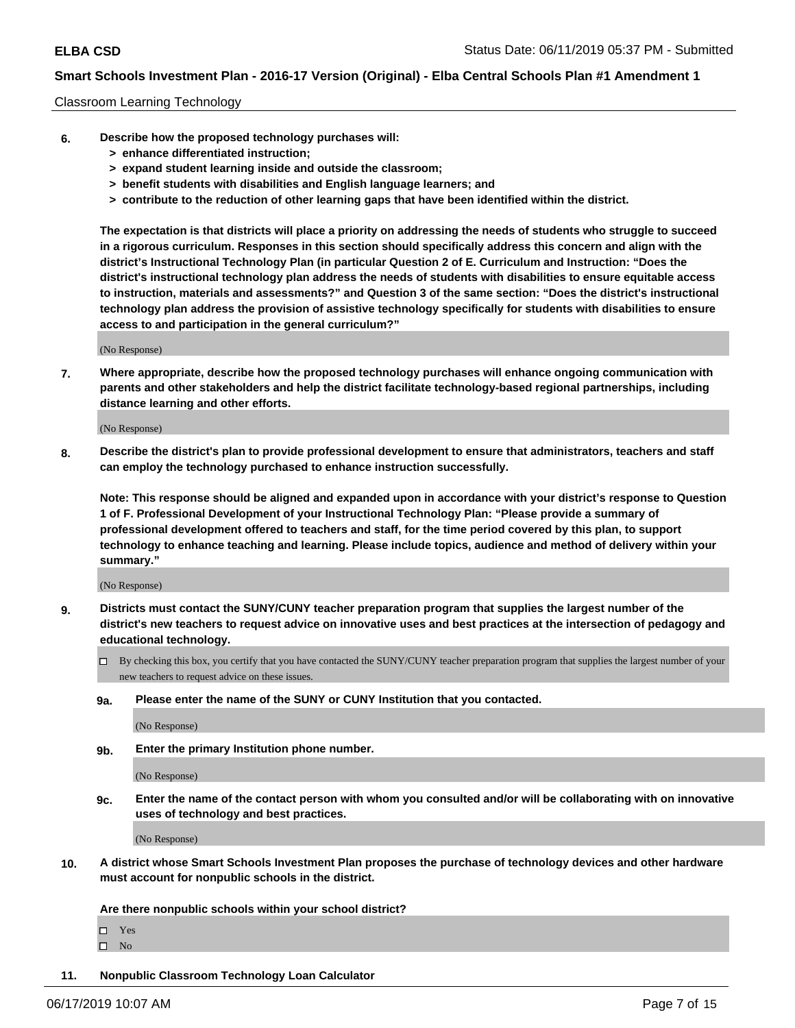Classroom Learning Technology

**6. Describe how the proposed technology purchases will:**
**> enhance differentiated instruction;**
**> expand student learning inside and outside the classroom;**
**> benefit students with disabilities and English language learners; and**
**> contribute to the reduction of other learning gaps that have been identified within the district.**

**The expectation is that districts will place a priority on addressing the needs of students who struggle to succeed in a rigorous curriculum. Responses in this section should specifically address this concern and align with the district's Instructional Technology Plan (in particular Question 2 of E. Curriculum and Instruction: "Does the district's instructional technology plan address the needs of students with disabilities to ensure equitable access to instruction, materials and assessments?" and Question 3 of the same section: "Does the district's instructional technology plan address the provision of assistive technology specifically for students with disabilities to ensure access to and participation in the general curriculum?"**

(No Response)

**7. Where appropriate, describe how the proposed technology purchases will enhance ongoing communication with parents and other stakeholders and help the district facilitate technology-based regional partnerships, including distance learning and other efforts.**

(No Response)

**8. Describe the district's plan to provide professional development to ensure that administrators, teachers and staff can employ the technology purchased to enhance instruction successfully.**

**Note: This response should be aligned and expanded upon in accordance with your district's response to Question 1 of F. Professional Development of your Instructional Technology Plan: "Please provide a summary of professional development offered to teachers and staff, for the time period covered by this plan, to support technology to enhance teaching and learning. Please include topics, audience and method of delivery within your summary."**

(No Response)

**9. Districts must contact the SUNY/CUNY teacher preparation program that supplies the largest number of the district's new teachers to request advice on innovative uses and best practices at the intersection of pedagogy and educational technology.**

☐ By checking this box, you certify that you have contacted the SUNY/CUNY teacher preparation program that supplies the largest number of your new teachers to request advice on these issues.

**9a. Please enter the name of the SUNY or CUNY Institution that you contacted.**

(No Response)

**9b. Enter the primary Institution phone number.**

(No Response)

**9c. Enter the name of the contact person with whom you consulted and/or will be collaborating with on innovative uses of technology and best practices.**

(No Response)

**10. A district whose Smart Schools Investment Plan proposes the purchase of technology devices and other hardware must account for nonpublic schools in the district.**

**Are there nonpublic schools within your school district?**

☐ Yes
☐ No

**11. Nonpublic Classroom Technology Loan Calculator**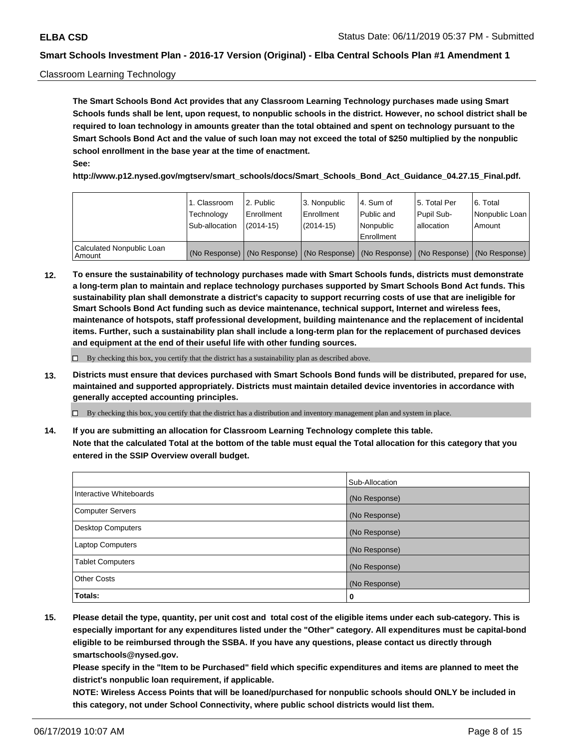Classroom Learning Technology

**The Smart Schools Bond Act provides that any Classroom Learning Technology purchases made using Smart Schools funds shall be lent, upon request, to nonpublic schools in the district. However, no school district shall be required to loan technology in amounts greater than the total obtained and spent on technology pursuant to the Smart Schools Bond Act and the value of such loan may not exceed the total of $250 multiplied by the nonpublic school enrollment in the base year at the time of enactment.**

**See:**

**http://www.p12.nysed.gov/mgtserv/smart_schools/docs/Smart_Schools_Bond_Act_Guidance_04.27.15_Final.pdf.**

| | 1. Classroom Technology Sub-allocation | 2. Public Enrollment (2014-15) | 3. Nonpublic Enrollment (2014-15) | 4. Sum of Public and Nonpublic Enrollment | 5. Total Per Pupil Sub-allocation | 6. Total Nonpublic Loan Amount |
|---|---|---|---|---|---|---|
| Calculated Nonpublic Loan Amount | (No Response) | (No Response) | (No Response) | (No Response) | (No Response) | (No Response) |

**12. To ensure the sustainability of technology purchases made with Smart Schools funds, districts must demonstrate a long-term plan to maintain and replace technology purchases supported by Smart Schools Bond Act funds. This sustainability plan shall demonstrate a district's capacity to support recurring costs of use that are ineligible for Smart Schools Bond Act funding such as device maintenance, technical support, Internet and wireless fees, maintenance of hotspots, staff professional development, building maintenance and the replacement of incidental items. Further, such a sustainability plan shall include a long-term plan for the replacement of purchased devices and equipment at the end of their useful life with other funding sources.**

☐ By checking this box, you certify that the district has a sustainability plan as described above.

**13. Districts must ensure that devices purchased with Smart Schools Bond funds will be distributed, prepared for use, maintained and supported appropriately. Districts must maintain detailed device inventories in accordance with generally accepted accounting principles.**

☐ By checking this box, you certify that the district has a distribution and inventory management plan and system in place.

**14. If you are submitting an allocation for Classroom Learning Technology complete this table. Note that the calculated Total at the bottom of the table must equal the Total allocation for this category that you entered in the SSIP Overview overall budget.**

| | Sub-Allocation |
|---|---|
| Interactive Whiteboards | (No Response) |
| Computer Servers | (No Response) |
| Desktop Computers | (No Response) |
| Laptop Computers | (No Response) |
| Tablet Computers | (No Response) |
| Other Costs | (No Response) |
| **Totals:** | **0** |

**15. Please detail the type, quantity, per unit cost and total cost of the eligible items under each sub-category. This is especially important for any expenditures listed under the "Other" category. All expenditures must be capital-bond eligible to be reimbursed through the SSBA. If you have any questions, please contact us directly through smartschools@nysed.gov.**

**Please specify in the "Item to be Purchased" field which specific expenditures and items are planned to meet the district's nonpublic loan requirement, if applicable.**

**NOTE: Wireless Access Points that will be loaned/purchased for nonpublic schools should ONLY be included in this category, not under School Connectivity, where public school districts would list them.**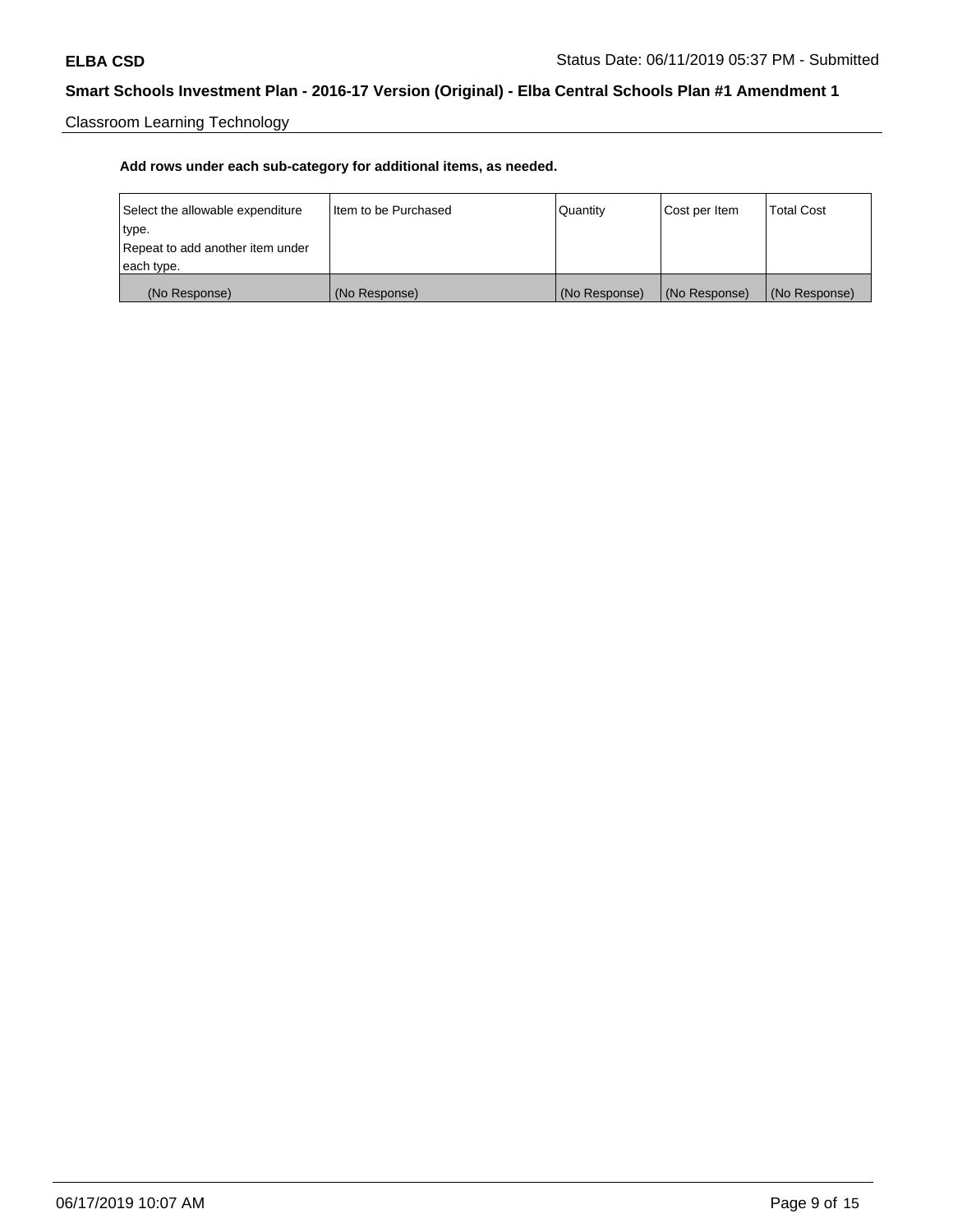Classroom Learning Technology

**Add rows under each sub-category for additional items, as needed.**

| Select the allowable expenditure type. Repeat to add another item under each type. | Item to be Purchased | Quantity | Cost per Item | Total Cost |
| --- | --- | --- | --- | --- |
| (No Response) | (No Response) | (No Response) | (No Response) | (No Response) |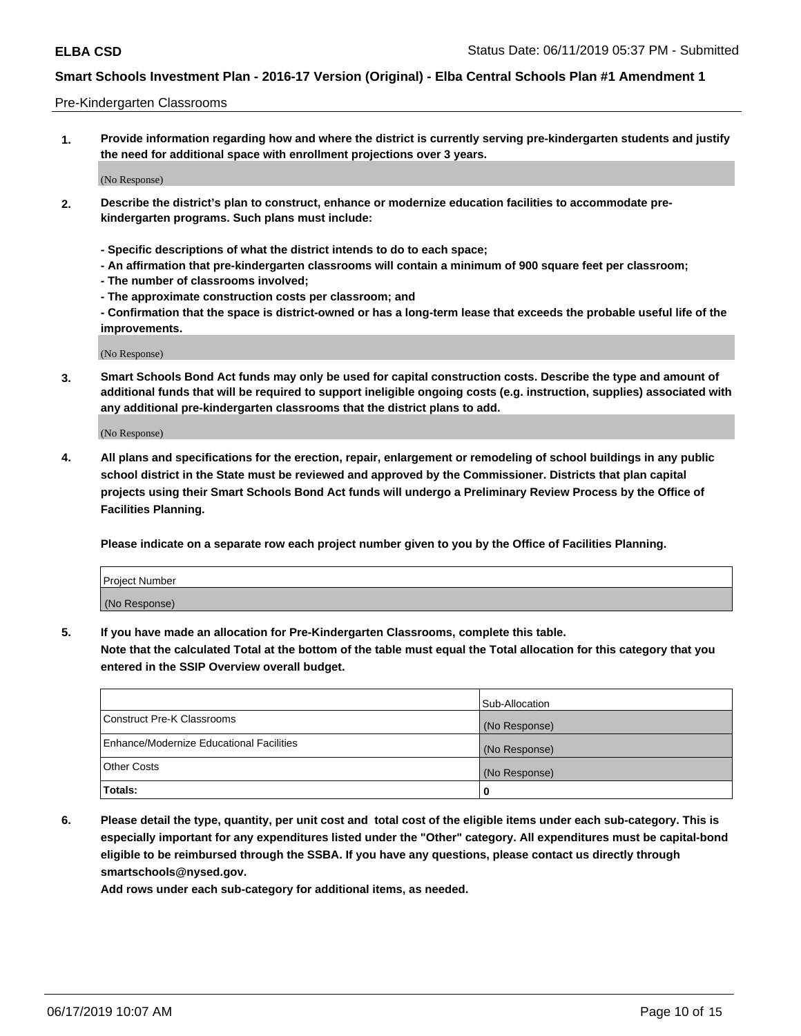Pre-Kindergarten Classrooms

1. **Provide information regarding how and where the district is currently serving pre-kindergarten students and justify the need for additional space with enrollment projections over 3 years.**

   (No Response)

2. **Describe the district's plan to construct, enhance or modernize education facilities to accommodate pre-kindergarten programs. Such plans must include:**

   **- Specific descriptions of what the district intends to do to each space;**
   **- An affirmation that pre-kindergarten classrooms will contain a minimum of 900 square feet per classroom;**
   **- The number of classrooms involved;**
   **- The approximate construction costs per classroom; and**
   **- Confirmation that the space is district-owned or has a long-term lease that exceeds the probable useful life of the improvements.**

   (No Response)

3. **Smart Schools Bond Act funds may only be used for capital construction costs. Describe the type and amount of additional funds that will be required to support ineligible ongoing costs (e.g. instruction, supplies) associated with any additional pre-kindergarten classrooms that the district plans to add.**

   (No Response)

4. **All plans and specifications for the erection, repair, enlargement or remodeling of school buildings in any public school district in the State must be reviewed and approved by the Commissioner. Districts that plan capital projects using their Smart Schools Bond Act funds will undergo a Preliminary Review Process by the Office of Facilities Planning.**

   **Please indicate on a separate row each project number given to you by the Office of Facilities Planning.**

| Project Number |
|---|
| (No Response) |

5. **If you have made an allocation for Pre-Kindergarten Classrooms, complete this table.**
   **Note that the calculated Total at the bottom of the table must equal the Total allocation for this category that you entered in the SSIP Overview overall budget.**

| | Sub-Allocation |
|---|---|
| Construct Pre-K Classrooms | (No Response) |
| Enhance/Modernize Educational Facilities | (No Response) |
| Other Costs | (No Response) |
| **Totals:** | **0** |

6. **Please detail the type, quantity, per unit cost and total cost of the eligible items under each sub-category. This is especially important for any expenditures listed under the "Other" category. All expenditures must be capital-bond eligible to be reimbursed through the SSBA. If you have any questions, please contact us directly through smartschools@nysed.gov.**

   **Add rows under each sub-category for additional items, as needed.**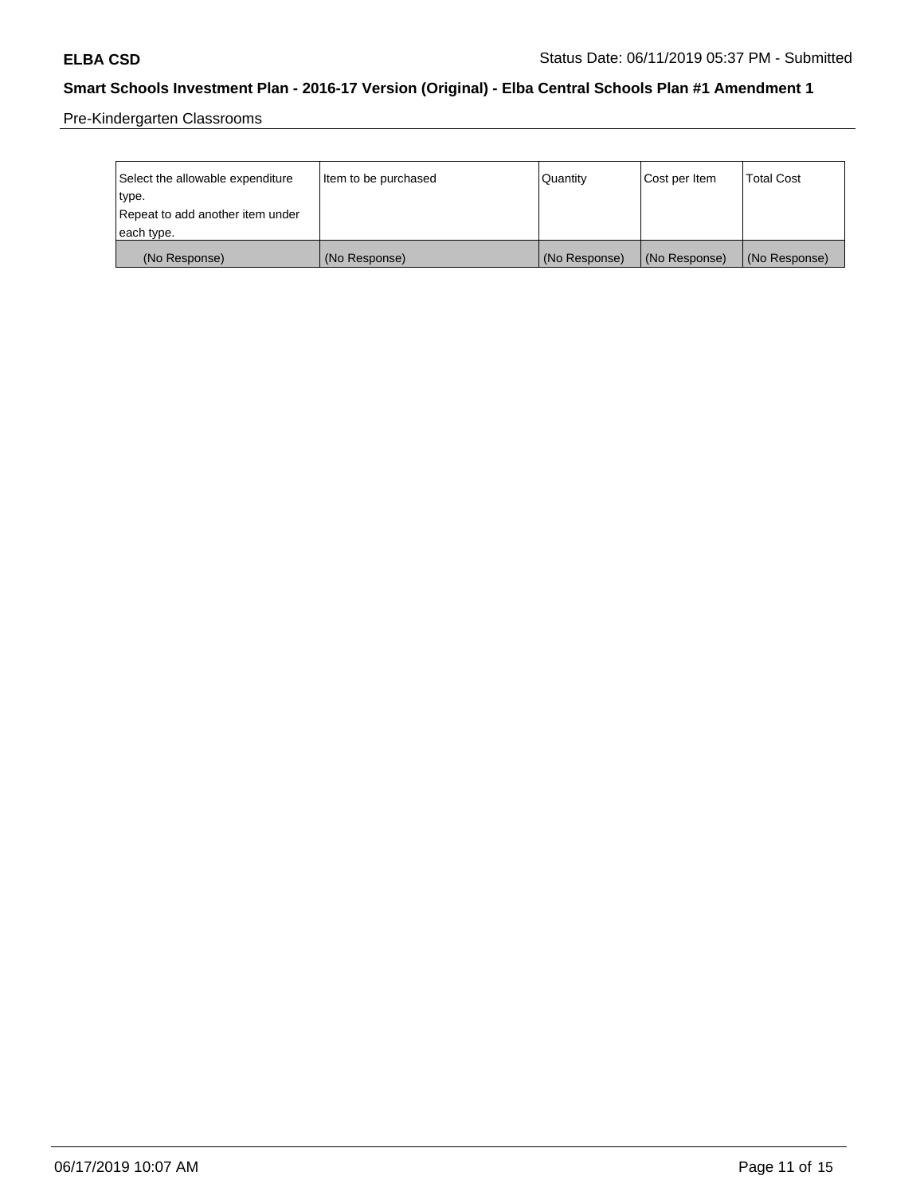Pre-Kindergarten Classrooms

| Select the allowable expenditure type. Repeat to add another item under each type. | Item to be purchased | Quantity | Cost per Item | Total Cost |
|---|---|---|---|---|
| (No Response) | (No Response) | (No Response) | (No Response) | (No Response) |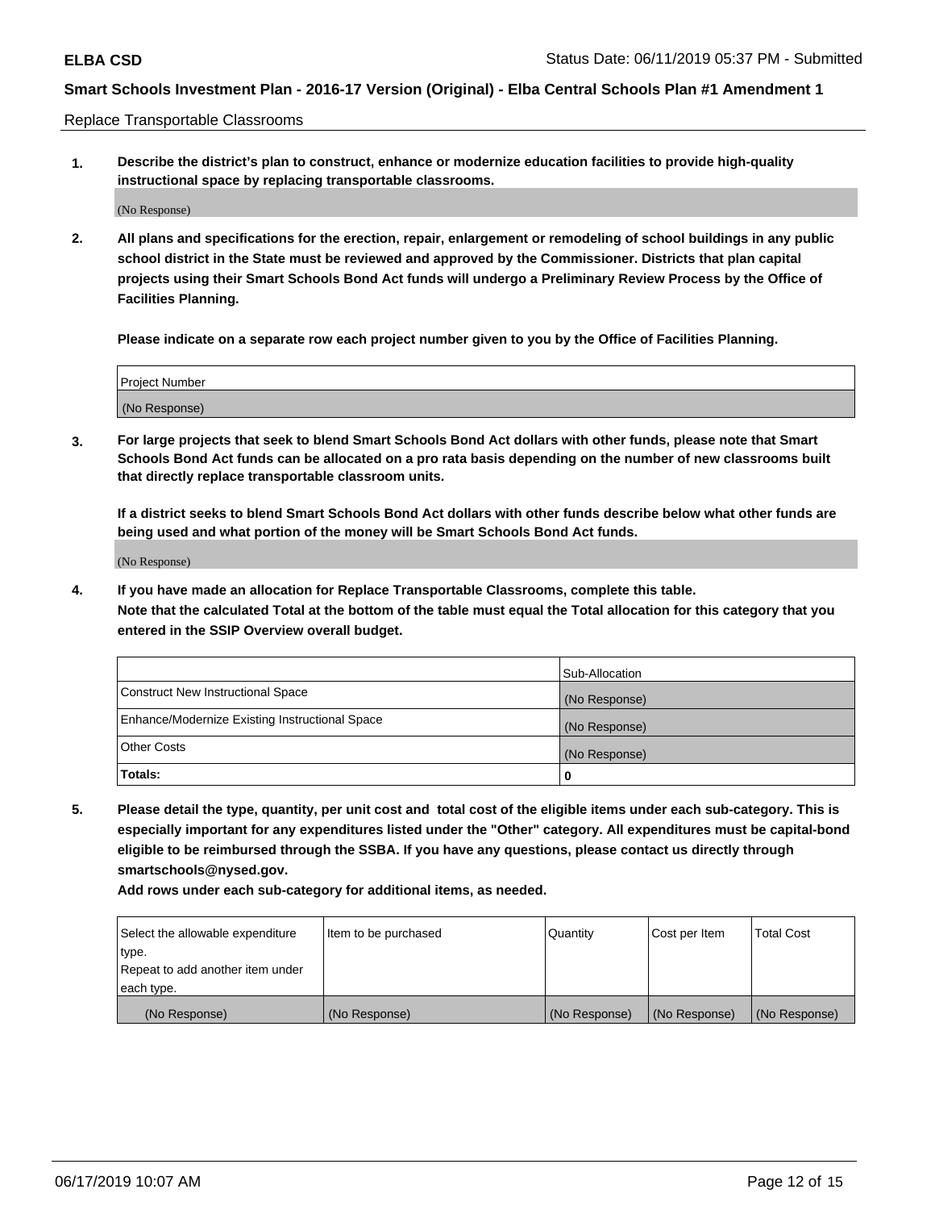Replace Transportable Classrooms

1. **Describe the district's plan to construct, enhance or modernize education facilities to provide high-quality instructional space by replacing transportable classrooms.**

(No Response)

2. **All plans and specifications for the erection, repair, enlargement or remodeling of school buildings in any public school district in the State must be reviewed and approved by the Commissioner. Districts that plan capital projects using their Smart Schools Bond Act funds will undergo a Preliminary Review Process by the Office of Facilities Planning.**

   **Please indicate on a separate row each project number given to you by the Office of Facilities Planning.**

| Project Number |
| --- |
| (No Response) |

3. **For large projects that seek to blend Smart Schools Bond Act dollars with other funds, please note that Smart Schools Bond Act funds can be allocated on a pro rata basis depending on the number of new classrooms built that directly replace transportable classroom units.**

   **If a district seeks to blend Smart Schools Bond Act dollars with other funds describe below what other funds are being used and what portion of the money will be Smart Schools Bond Act funds.**

(No Response)

4. **If you have made an allocation for Replace Transportable Classrooms, complete this table. Note that the calculated Total at the bottom of the table must equal the Total allocation for this category that you entered in the SSIP Overview overall budget.**

| | Sub-Allocation |
| --- | --- |
| Construct New Instructional Space | (No Response) |
| Enhance/Modernize Existing Instructional Space | (No Response) |
| Other Costs | (No Response) |
| **Totals:** | **0** |

5. **Please detail the type, quantity, per unit cost and total cost of the eligible items under each sub-category. This is especially important for any expenditures listed under the "Other" category. All expenditures must be capital-bond eligible to be reimbursed through the SSBA. If you have any questions, please contact us directly through smartschools@nysed.gov.**

   **Add rows under each sub-category for additional items, as needed.**

| Select the allowable expenditure type. Repeat to add another item under each type. | Item to be purchased | Quantity | Cost per Item | Total Cost |
| --- | --- | --- | --- | --- |
| (No Response) | (No Response) | (No Response) | (No Response) | (No Response) |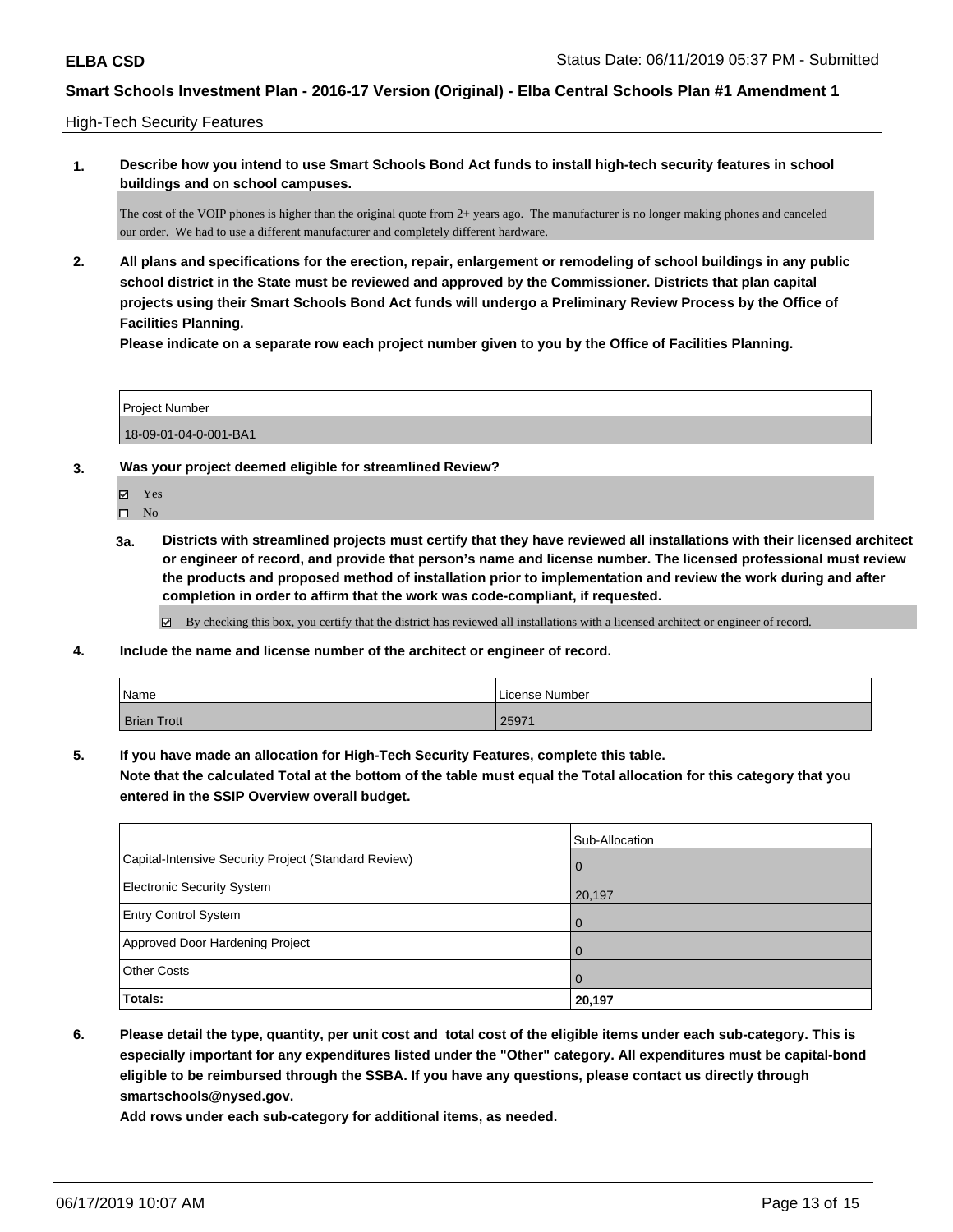High-Tech Security Features

**1. Describe how you intend to use Smart Schools Bond Act funds to install high-tech security features in school buildings and on school campuses.**

The cost of the VOIP phones is higher than the original quote from 2+ years ago. The manufacturer is no longer making phones and canceled our order. We had to use a different manufacturer and completely different hardware.

**2. All plans and specifications for the erection, repair, enlargement or remodeling of school buildings in any public school district in the State must be reviewed and approved by the Commissioner. Districts that plan capital projects using their Smart Schools Bond Act funds will undergo a Preliminary Review Process by the Office of Facilities Planning.**

**Please indicate on a separate row each project number given to you by the Office of Facilities Planning.**

| Project Number |
| --- |
| 18-09-01-04-0-001-BA1 |

**3. Was your project deemed eligible for streamlined Review?**

- ☑ Yes
- ☐ No

**3a. Districts with streamlined projects must certify that they have reviewed all installations with their licensed architect or engineer of record, and provide that person's name and license number. The licensed professional must review the products and proposed method of installation prior to implementation and review the work during and after completion in order to affirm that the work was code-compliant, if requested.**

☑ By checking this box, you certify that the district has reviewed all installations with a licensed architect or engineer of record.

**4. Include the name and license number of the architect or engineer of record.**

| Name | License Number |
| --- | --- |
| Brian Trott | 25971 |

**5. If you have made an allocation for High-Tech Security Features, complete this table.**

**Note that the calculated Total at the bottom of the table must equal the Total allocation for this category that you entered in the SSIP Overview overall budget.**

| | Sub-Allocation |
| --- | --- |
| Capital-Intensive Security Project (Standard Review) | 0 |
| Electronic Security System | 20,197 |
| Entry Control System | 0 |
| Approved Door Hardening Project | 0 |
| Other Costs | 0 |
| **Totals:** | **20,197** |

**6. Please detail the type, quantity, per unit cost and total cost of the eligible items under each sub-category. This is especially important for any expenditures listed under the "Other" category. All expenditures must be capital-bond eligible to be reimbursed through the SSBA. If you have any questions, please contact us directly through smartschools@nysed.gov.**

**Add rows under each sub-category for additional items, as needed.**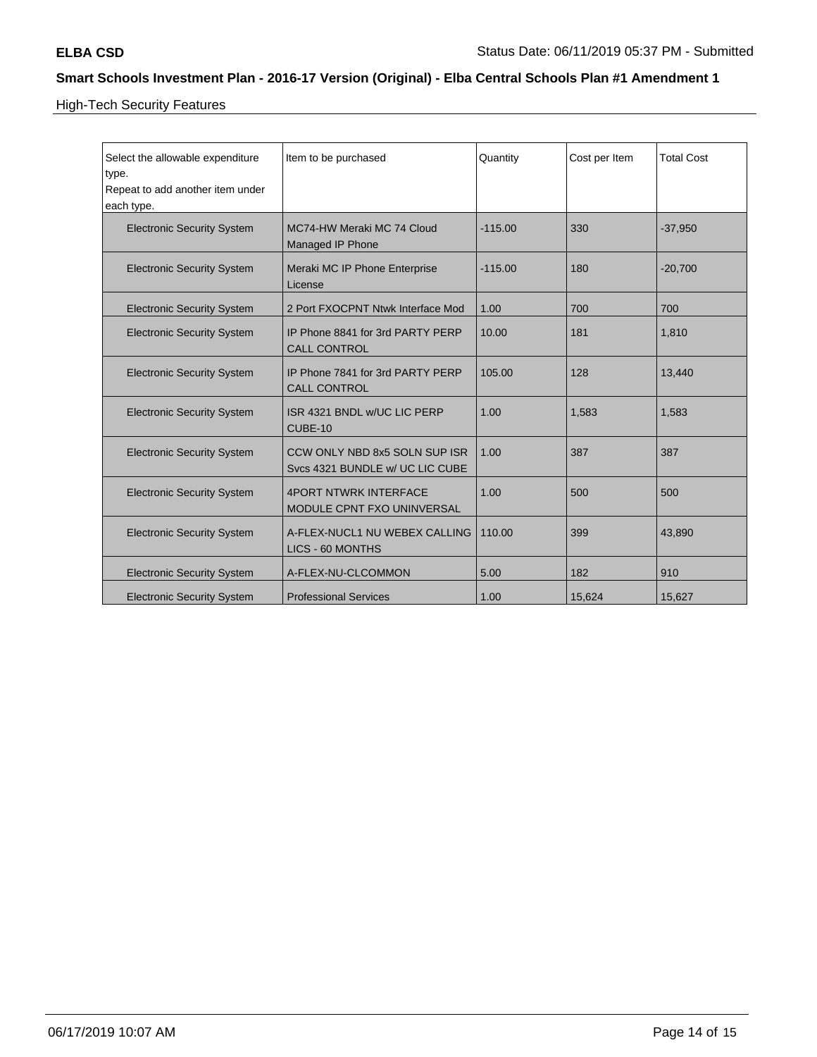High-Tech Security Features

| Select the allowable expenditure type. Repeat to add another item under each type. | Item to be purchased | Quantity | Cost per Item | Total Cost |
|---|---|---|---|---|
| Electronic Security System | MC74-HW Meraki MC 74 Cloud Managed IP Phone | -115.00 | 330 | -37,950 |
| Electronic Security System | Meraki MC IP Phone Enterprise License | -115.00 | 180 | -20,700 |
| Electronic Security System | 2 Port FXOCPNT Ntwk Interface Mod | 1.00 | 700 | 700 |
| Electronic Security System | IP Phone 8841 for 3rd PARTY PERP CALL CONTROL | 10.00 | 181 | 1,810 |
| Electronic Security System | IP Phone 7841 for 3rd PARTY PERP CALL CONTROL | 105.00 | 128 | 13,440 |
| Electronic Security System | ISR 4321 BNDL w/UC LIC PERP CUBE-10 | 1.00 | 1,583 | 1,583 |
| Electronic Security System | CCW ONLY NBD 8x5 SOLN SUP ISR Svcs 4321 BUNDLE w/ UC LIC CUBE | 1.00 | 387 | 387 |
| Electronic Security System | 4PORT NTWRK INTERFACE MODULE CPNT FXO UNINVERSAL | 1.00 | 500 | 500 |
| Electronic Security System | A-FLEX-NUCL1 NU WEBEX CALLING LICS - 60 MONTHS | 110.00 | 399 | 43,890 |
| Electronic Security System | A-FLEX-NU-CLCOMMON | 5.00 | 182 | 910 |
| Electronic Security System | Professional Services | 1.00 | 15,624 | 15,627 |